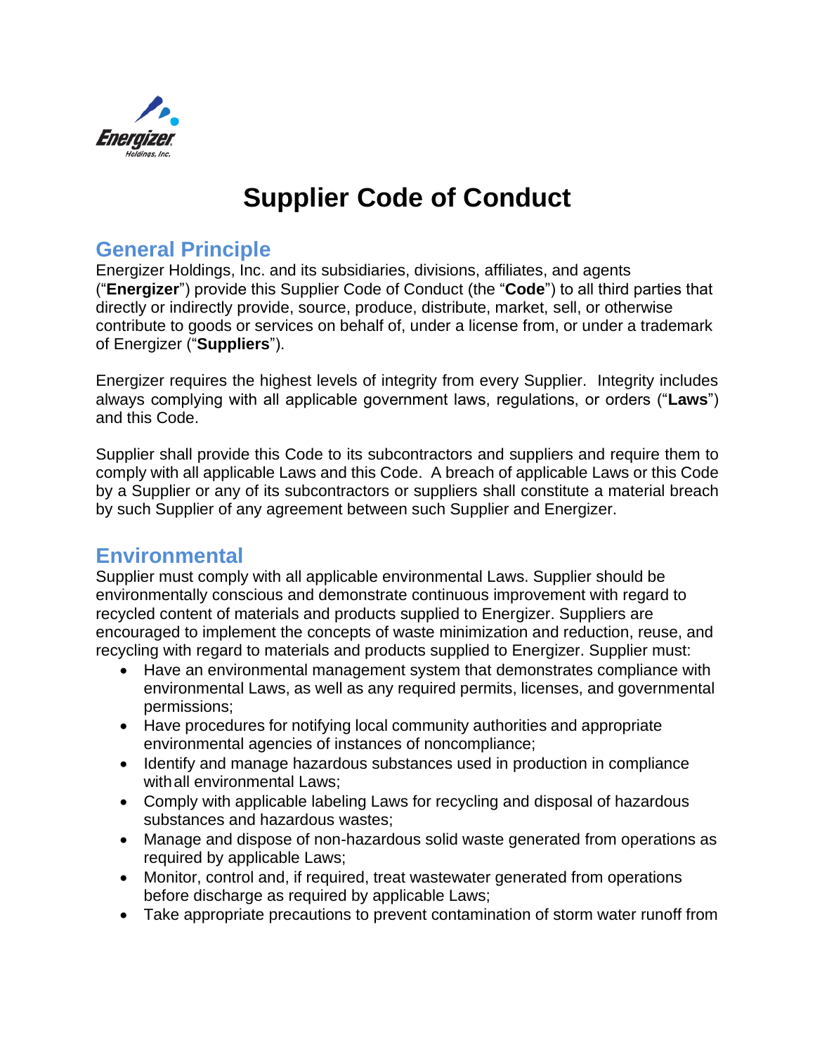# Supplier Code of Conduct

## General Principle

Energizer Holdings, Inc. and its subsidiaries, divisions, affiliates, and agents ("**Energizer**") provide this Supplier Code of Conduct (the "**Code**") to all third parties that directly or indirectly provide, source, produce, distribute, market, sell, or otherwise contribute to goods or services on behalf of, under a license from, or under a trademark of Energizer ("**Suppliers**").

Energizer requires the highest levels of integrity from every Supplier. Integrity includes always complying with all applicable government laws, regulations, or orders ("**Laws**") and this Code.

Supplier shall provide this Code to its subcontractors and suppliers and require them to comply with all applicable Laws and this Code. A breach of applicable Laws or this Code by a Supplier or any of its subcontractors or suppliers shall constitute a material breach by such Supplier of any agreement between such Supplier and Energizer.

## Environmental

Supplier must comply with all applicable environmental Laws. Supplier should be environmentally conscious and demonstrate continuous improvement with regard to recycled content of materials and products supplied to Energizer. Suppliers are encouraged to implement the concepts of waste minimization and reduction, reuse, and recycling with regard to materials and products supplied to Energizer. Supplier must:

- Have an environmental management system that demonstrates compliance with environmental Laws, as well as any required permits, licenses, and governmental permissions;
- Have procedures for notifying local community authorities and appropriate environmental agencies of instances of noncompliance;
- Identify and manage hazardous substances used in production in compliance with all environmental Laws;
- Comply with applicable labeling Laws for recycling and disposal of hazardous substances and hazardous wastes;
- Manage and dispose of non-hazardous solid waste generated from operations as required by applicable Laws;
- Monitor, control and, if required, treat wastewater generated from operations before discharge as required by applicable Laws;
- Take appropriate precautions to prevent contamination of storm water runoff from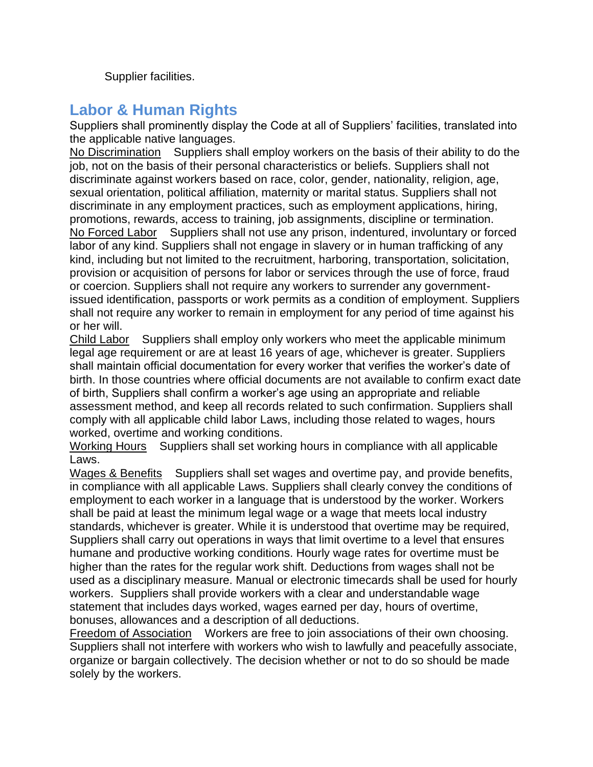Supplier facilities.

## Labor & Human Rights

Suppliers shall prominently display the Code at all of Suppliers' facilities, translated into the applicable native languages.

No Discrimination    Suppliers shall employ workers on the basis of their ability to do the job, not on the basis of their personal characteristics or beliefs. Suppliers shall not discriminate against workers based on race, color, gender, nationality, religion, age, sexual orientation, political affiliation, maternity or marital status. Suppliers shall not discriminate in any employment practices, such as employment applications, hiring, promotions, rewards, access to training, job assignments, discipline or termination.

No Forced Labor    Suppliers shall not use any prison, indentured, involuntary or forced labor of any kind. Suppliers shall not engage in slavery or in human trafficking of any kind, including but not limited to the recruitment, harboring, transportation, solicitation, provision or acquisition of persons for labor or services through the use of force, fraud or coercion. Suppliers shall not require any workers to surrender any government-issued identification, passports or work permits as a condition of employment. Suppliers shall not require any worker to remain in employment for any period of time against his or her will.

Child Labor    Suppliers shall employ only workers who meet the applicable minimum legal age requirement or are at least 16 years of age, whichever is greater. Suppliers shall maintain official documentation for every worker that verifies the worker's date of birth. In those countries where official documents are not available to confirm exact date of birth, Suppliers shall confirm a worker's age using an appropriate and reliable assessment method, and keep all records related to such confirmation. Suppliers shall comply with all applicable child labor Laws, including those related to wages, hours worked, overtime and working conditions.

Working Hours    Suppliers shall set working hours in compliance with all applicable Laws.

Wages & Benefits    Suppliers shall set wages and overtime pay, and provide benefits, in compliance with all applicable Laws. Suppliers shall clearly convey the conditions of employment to each worker in a language that is understood by the worker. Workers shall be paid at least the minimum legal wage or a wage that meets local industry standards, whichever is greater. While it is understood that overtime may be required, Suppliers shall carry out operations in ways that limit overtime to a level that ensures humane and productive working conditions. Hourly wage rates for overtime must be higher than the rates for the regular work shift. Deductions from wages shall not be used as a disciplinary measure. Manual or electronic timecards shall be used for hourly workers. Suppliers shall provide workers with a clear and understandable wage statement that includes days worked, wages earned per day, hours of overtime, bonuses, allowances and a description of all deductions.

Freedom of Association    Workers are free to join associations of their own choosing. Suppliers shall not interfere with workers who wish to lawfully and peacefully associate, organize or bargain collectively. The decision whether or not to do so should be made solely by the workers.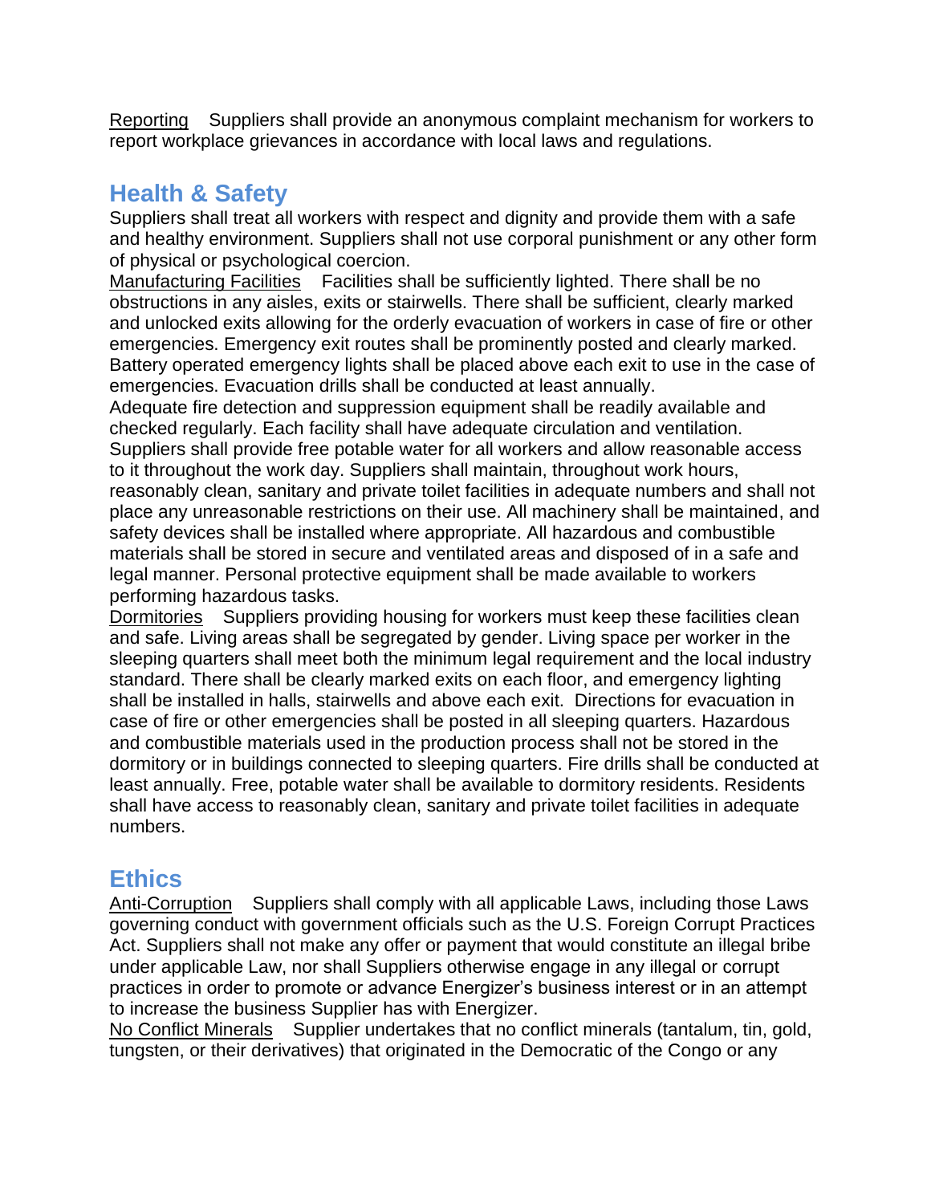Reporting    Suppliers shall provide an anonymous complaint mechanism for workers to report workplace grievances in accordance with local laws and regulations.

## Health & Safety

Suppliers shall treat all workers with respect and dignity and provide them with a safe and healthy environment. Suppliers shall not use corporal punishment or any other form of physical or psychological coercion.

Manufacturing Facilities    Facilities shall be sufficiently lighted. There shall be no obstructions in any aisles, exits or stairwells. There shall be sufficient, clearly marked and unlocked exits allowing for the orderly evacuation of workers in case of fire or other emergencies. Emergency exit routes shall be prominently posted and clearly marked. Battery operated emergency lights shall be placed above each exit to use in the case of emergencies. Evacuation drills shall be conducted at least annually.

Adequate fire detection and suppression equipment shall be readily available and checked regularly. Each facility shall have adequate circulation and ventilation. Suppliers shall provide free potable water for all workers and allow reasonable access to it throughout the work day. Suppliers shall maintain, throughout work hours, reasonably clean, sanitary and private toilet facilities in adequate numbers and shall not place any unreasonable restrictions on their use. All machinery shall be maintained, and safety devices shall be installed where appropriate. All hazardous and combustible materials shall be stored in secure and ventilated areas and disposed of in a safe and legal manner. Personal protective equipment shall be made available to workers performing hazardous tasks.

Dormitories    Suppliers providing housing for workers must keep these facilities clean and safe. Living areas shall be segregated by gender. Living space per worker in the sleeping quarters shall meet both the minimum legal requirement and the local industry standard. There shall be clearly marked exits on each floor, and emergency lighting shall be installed in halls, stairwells and above each exit. Directions for evacuation in case of fire or other emergencies shall be posted in all sleeping quarters. Hazardous and combustible materials used in the production process shall not be stored in the dormitory or in buildings connected to sleeping quarters. Fire drills shall be conducted at least annually. Free, potable water shall be available to dormitory residents. Residents shall have access to reasonably clean, sanitary and private toilet facilities in adequate numbers.

## Ethics

Anti-Corruption    Suppliers shall comply with all applicable Laws, including those Laws governing conduct with government officials such as the U.S. Foreign Corrupt Practices Act. Suppliers shall not make any offer or payment that would constitute an illegal bribe under applicable Law, nor shall Suppliers otherwise engage in any illegal or corrupt practices in order to promote or advance Energizer's business interest or in an attempt to increase the business Supplier has with Energizer.

No Conflict Minerals    Supplier undertakes that no conflict minerals (tantalum, tin, gold, tungsten, or their derivatives) that originated in the Democratic of the Congo or any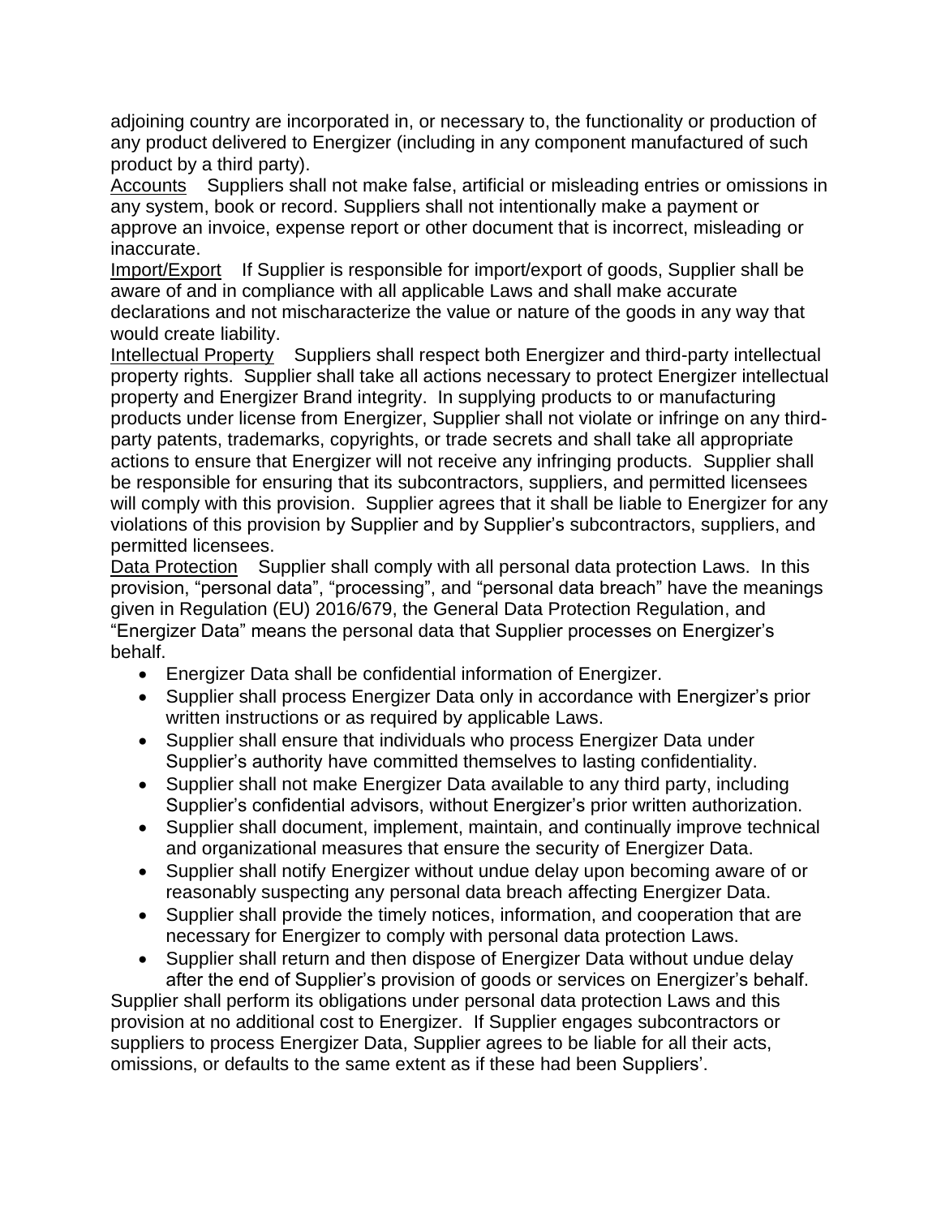adjoining country are incorporated in, or necessary to, the functionality or production of any product delivered to Energizer (including in any component manufactured of such product by a third party).

<u>Accounts</u> Suppliers shall not make false, artificial or misleading entries or omissions in any system, book or record. Suppliers shall not intentionally make a payment or approve an invoice, expense report or other document that is incorrect, misleading or inaccurate.

<u>Import/Export</u> If Supplier is responsible for import/export of goods, Supplier shall be aware of and in compliance with all applicable Laws and shall make accurate declarations and not mischaracterize the value or nature of the goods in any way that would create liability.

<u>Intellectual Property</u> Suppliers shall respect both Energizer and third-party intellectual property rights. Supplier shall take all actions necessary to protect Energizer intellectual property and Energizer Brand integrity. In supplying products to or manufacturing products under license from Energizer, Supplier shall not violate or infringe on any third-party patents, trademarks, copyrights, or trade secrets and shall take all appropriate actions to ensure that Energizer will not receive any infringing products. Supplier shall be responsible for ensuring that its subcontractors, suppliers, and permitted licensees will comply with this provision. Supplier agrees that it shall be liable to Energizer for any violations of this provision by Supplier and by Supplier's subcontractors, suppliers, and permitted licensees.

<u>Data Protection</u> Supplier shall comply with all personal data protection Laws. In this provision, "personal data", "processing", and "personal data breach" have the meanings given in Regulation (EU) 2016/679, the General Data Protection Regulation, and "Energizer Data" means the personal data that Supplier processes on Energizer's behalf.

- Energizer Data shall be confidential information of Energizer.
- Supplier shall process Energizer Data only in accordance with Energizer's prior written instructions or as required by applicable Laws.
- Supplier shall ensure that individuals who process Energizer Data under Supplier's authority have committed themselves to lasting confidentiality.
- Supplier shall not make Energizer Data available to any third party, including Supplier's confidential advisors, without Energizer's prior written authorization.
- Supplier shall document, implement, maintain, and continually improve technical and organizational measures that ensure the security of Energizer Data.
- Supplier shall notify Energizer without undue delay upon becoming aware of or reasonably suspecting any personal data breach affecting Energizer Data.
- Supplier shall provide the timely notices, information, and cooperation that are necessary for Energizer to comply with personal data protection Laws.
- Supplier shall return and then dispose of Energizer Data without undue delay after the end of Supplier's provision of goods or services on Energizer's behalf.

Supplier shall perform its obligations under personal data protection Laws and this provision at no additional cost to Energizer. If Supplier engages subcontractors or suppliers to process Energizer Data, Supplier agrees to be liable for all their acts, omissions, or defaults to the same extent as if these had been Suppliers'.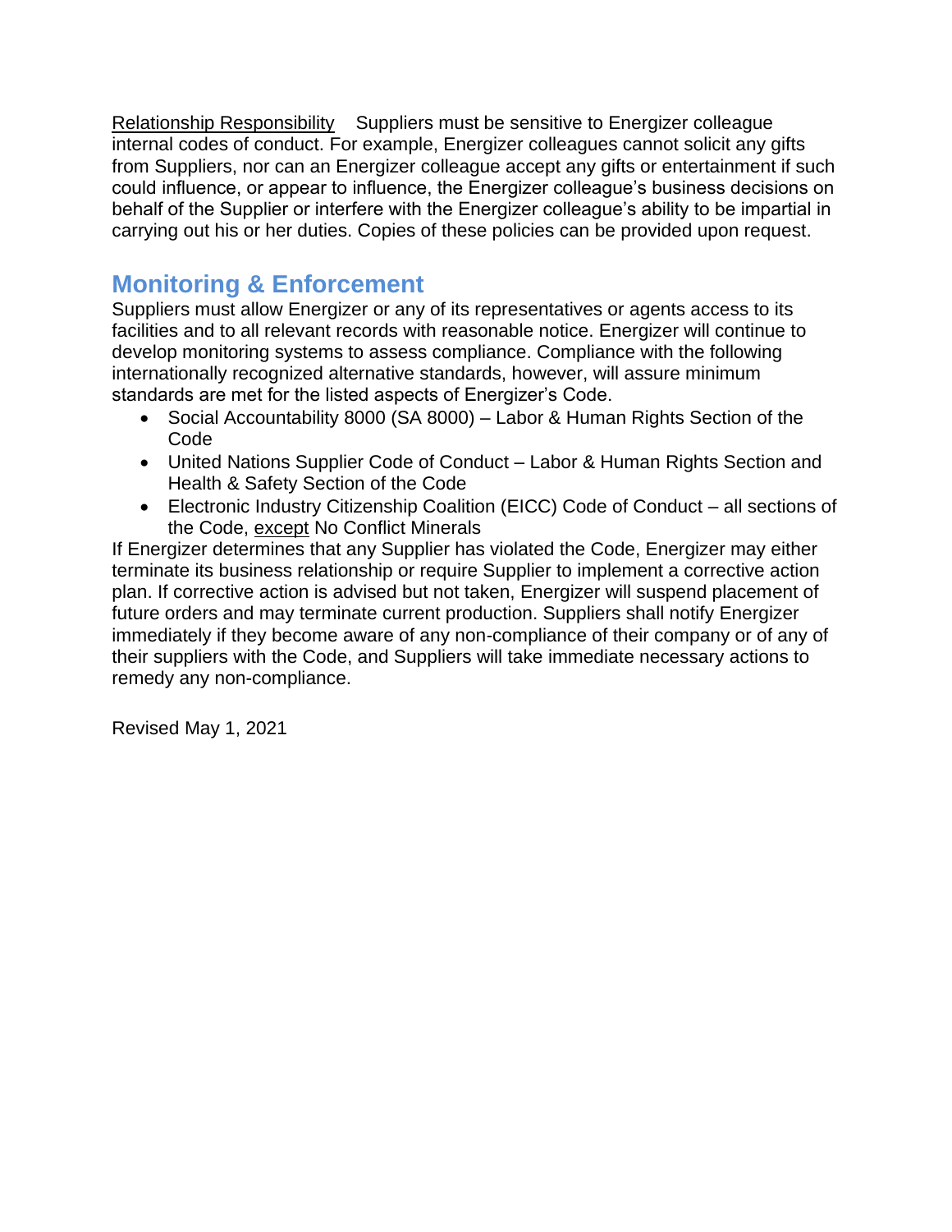Relationship Responsibility Suppliers must be sensitive to Energizer colleague internal codes of conduct. For example, Energizer colleagues cannot solicit any gifts from Suppliers, nor can an Energizer colleague accept any gifts or entertainment if such could influence, or appear to influence, the Energizer colleague's business decisions on behalf of the Supplier or interfere with the Energizer colleague's ability to be impartial in carrying out his or her duties. Copies of these policies can be provided upon request.

## Monitoring & Enforcement

Suppliers must allow Energizer or any of its representatives or agents access to its facilities and to all relevant records with reasonable notice. Energizer will continue to develop monitoring systems to assess compliance. Compliance with the following internationally recognized alternative standards, however, will assure minimum standards are met for the listed aspects of Energizer's Code.

- Social Accountability 8000 (SA 8000) – Labor & Human Rights Section of the Code
- United Nations Supplier Code of Conduct – Labor & Human Rights Section and Health & Safety Section of the Code
- Electronic Industry Citizenship Coalition (EICC) Code of Conduct – all sections of the Code, except No Conflict Minerals

If Energizer determines that any Supplier has violated the Code, Energizer may either terminate its business relationship or require Supplier to implement a corrective action plan. If corrective action is advised but not taken, Energizer will suspend placement of future orders and may terminate current production. Suppliers shall notify Energizer immediately if they become aware of any non-compliance of their company or of any of their suppliers with the Code, and Suppliers will take immediate necessary actions to remedy any non-compliance.

Revised May 1, 2021